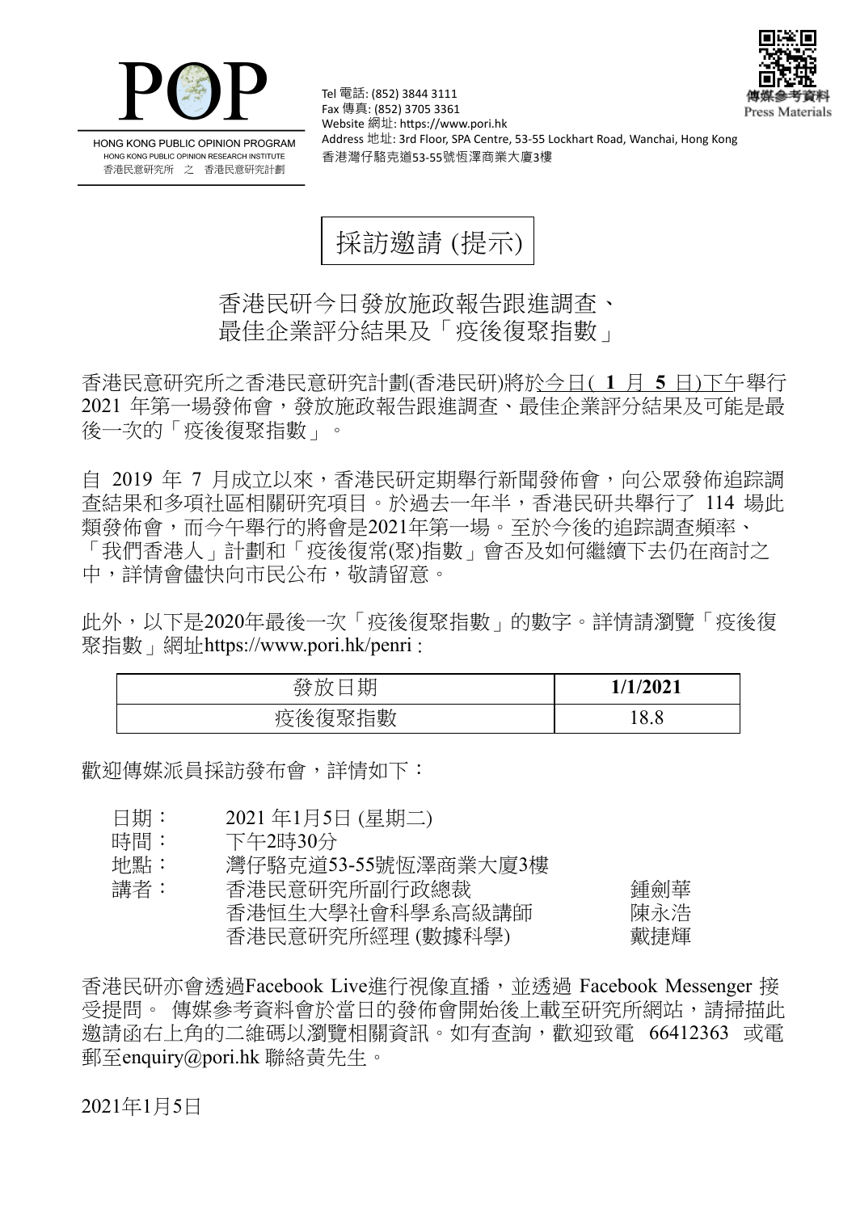HONG KONG PUBLIC OPINION PROGRAM
HONG KONG PUBLIC OPINION RESEARCH INSTITUTE
香港民意研究所 之 香港民意研究計劃

Tel 電話: (852) 3844 3111
Fax 傳真: (852) 3705 3361
Website 網址: https://www.pori.hk
Address 地址: 3rd Floor, SPA Centre, 53-55 Lockhart Road, Wanchai, Hong Kong
香港灣仔駱克道53-55號恆澤商業大廈3樓

傳媒參考資料
Press Materials

# 採訪邀請 (提示)

## 香港民研今日發放施政報告跟進調查、最佳企業評分結果及「疫後復聚指數」

香港民意研究所之香港民意研究計劃(香港民研)將於今日( **1** 月 **5** 日)下午舉行 2021 年第一場發佈會，發放施政報告跟進調查、最佳企業評分結果及可能是最後一次的「疫後復聚指數」。

自 2019 年 7 月成立以來，香港民研定期舉行新聞發佈會，向公眾發佈追踪調查結果和多項社區相關研究項目。於過去一年半，香港民研共舉行了 114 場此類發佈會，而今午舉行的將會是2021年第一場。至於今後的追踪調查頻率、「我們香港人」計劃和「疫後復常(聚)指數」會否及如何繼續下去仍在商討之中，詳情會儘快向市民公布，敬請留意。

此外，以下是2020年最後一次「疫後復聚指數」的數字。詳情請瀏覽「疫後復聚指數」網址https://www.pori.hk/penri：

| 發放日期 | **1/1/2021** |
| --- | --- |
| 疫後復聚指數 | 18.8 |

歡迎傳媒派員採訪發布會，詳情如下：

| | | |
| --- | --- | --- |
| 日期： | 2021 年1月5日 (星期二) | |
| 時間： | 下午2時30分 | |
| 地點： | 灣仔駱克道53-55號恆澤商業大廈3樓 | |
| 講者： | 香港民意研究所副行政總裁 | 鍾劍華 |
| | 香港恒生大學社會科學系高級講師 | 陳永浩 |
| | 香港民意研究所經理 (數據科學) | 戴捷輝 |

香港民研亦會透過Facebook Live進行視像直播，並透過 Facebook Messenger 接受提問。 傳媒參考資料會於當日的發佈會開始後上載至研究所網站，請掃描此邀請函右上角的二維碼以瀏覽相關資訊。如有查詢，歡迎致電 66412363 或電郵至enquiry@pori.hk 聯絡黃先生。

2021年1月5日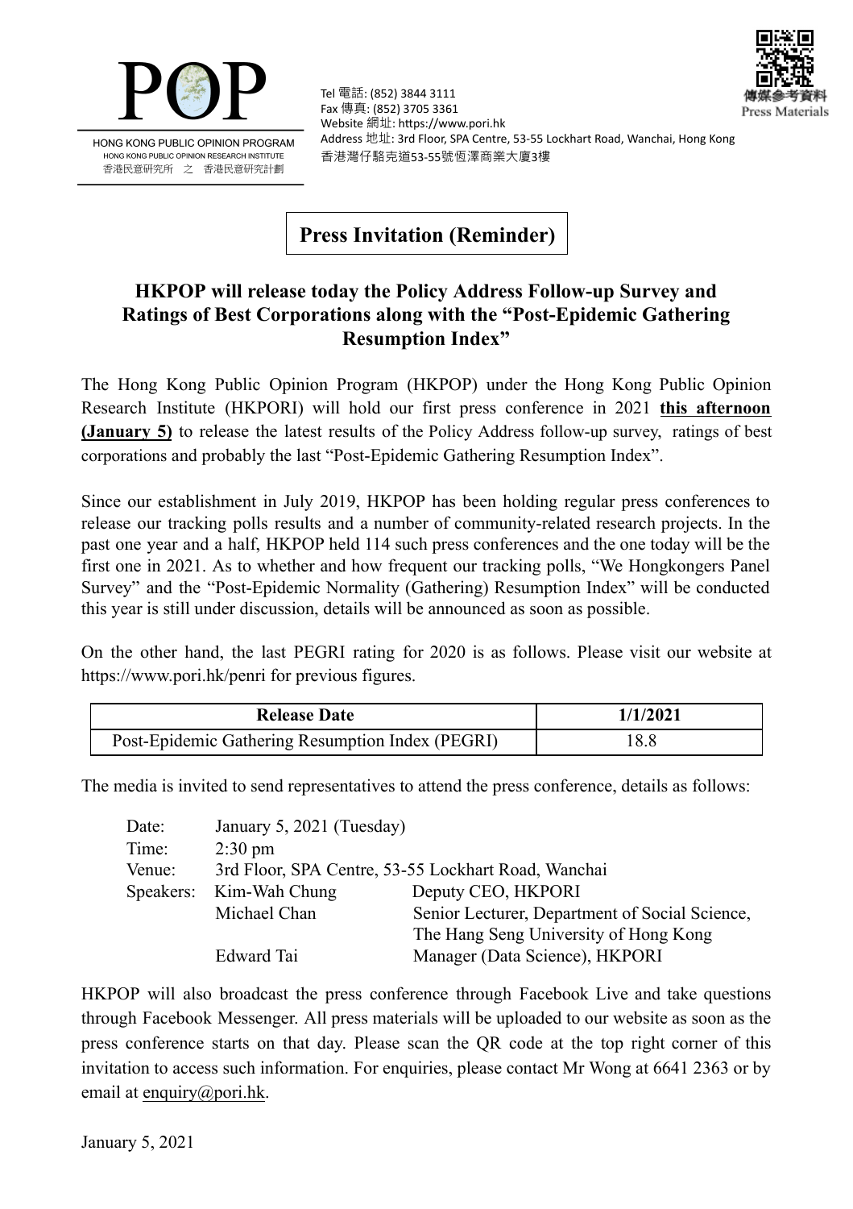POP

HONG KONG PUBLIC OPINION PROGRAM
HONG KONG PUBLIC OPINION RESEARCH INSTITUTE
香港民意研究所 之 香港民意研究計劃

Tel 電話: (852) 3844 3111
Fax 傳真: (852) 3705 3361
Website 網址: https://www.pori.hk
Address 地址: 3rd Floor, SPA Centre, 53-55 Lockhart Road, Wanchai, Hong Kong
香港灣仔駱克道53-55號恆澤商業大廈3樓

傳媒參考資料
Press Materials

# Press Invitation (Reminder)

## HKPOP will release today the Policy Address Follow-up Survey and Ratings of Best Corporations along with the "Post-Epidemic Gathering Resumption Index"

The Hong Kong Public Opinion Program (HKPOP) under the Hong Kong Public Opinion Research Institute (HKPORI) will hold our first press conference in 2021 **this afternoon (January 5)** to release the latest results of the Policy Address follow-up survey, ratings of best corporations and probably the last "Post-Epidemic Gathering Resumption Index".

Since our establishment in July 2019, HKPOP has been holding regular press conferences to release our tracking polls results and a number of community-related research projects. In the past one year and a half, HKPOP held 114 such press conferences and the one today will be the first one in 2021. As to whether and how frequent our tracking polls, "We Hongkongers Panel Survey" and the "Post-Epidemic Normality (Gathering) Resumption Index" will be conducted this year is still under discussion, details will be announced as soon as possible.

On the other hand, the last PEGRI rating for 2020 is as follows. Please visit our website at https://www.pori.hk/penri for previous figures.

| Release Date | 1/1/2021 |
|---|---|
| Post-Epidemic Gathering Resumption Index (PEGRI) | 18.8 |

The media is invited to send representatives to attend the press conference, details as follows:

| | | |
|---|---|---|
| Date: | January 5, 2021 (Tuesday) | |
| Time: | 2:30 pm | |
| Venue: | 3rd Floor, SPA Centre, 53-55 Lockhart Road, Wanchai | |
| Speakers: | Kim-Wah Chung | Deputy CEO, HKPORI |
| | Michael Chan | Senior Lecturer, Department of Social Science, The Hang Seng University of Hong Kong |
| | Edward Tai | Manager (Data Science), HKPORI |

HKPOP will also broadcast the press conference through Facebook Live and take questions through Facebook Messenger. All press materials will be uploaded to our website as soon as the press conference starts on that day. Please scan the QR code at the top right corner of this invitation to access such information. For enquiries, please contact Mr Wong at 6641 2363 or by email at enquiry@pori.hk.

January 5, 2021